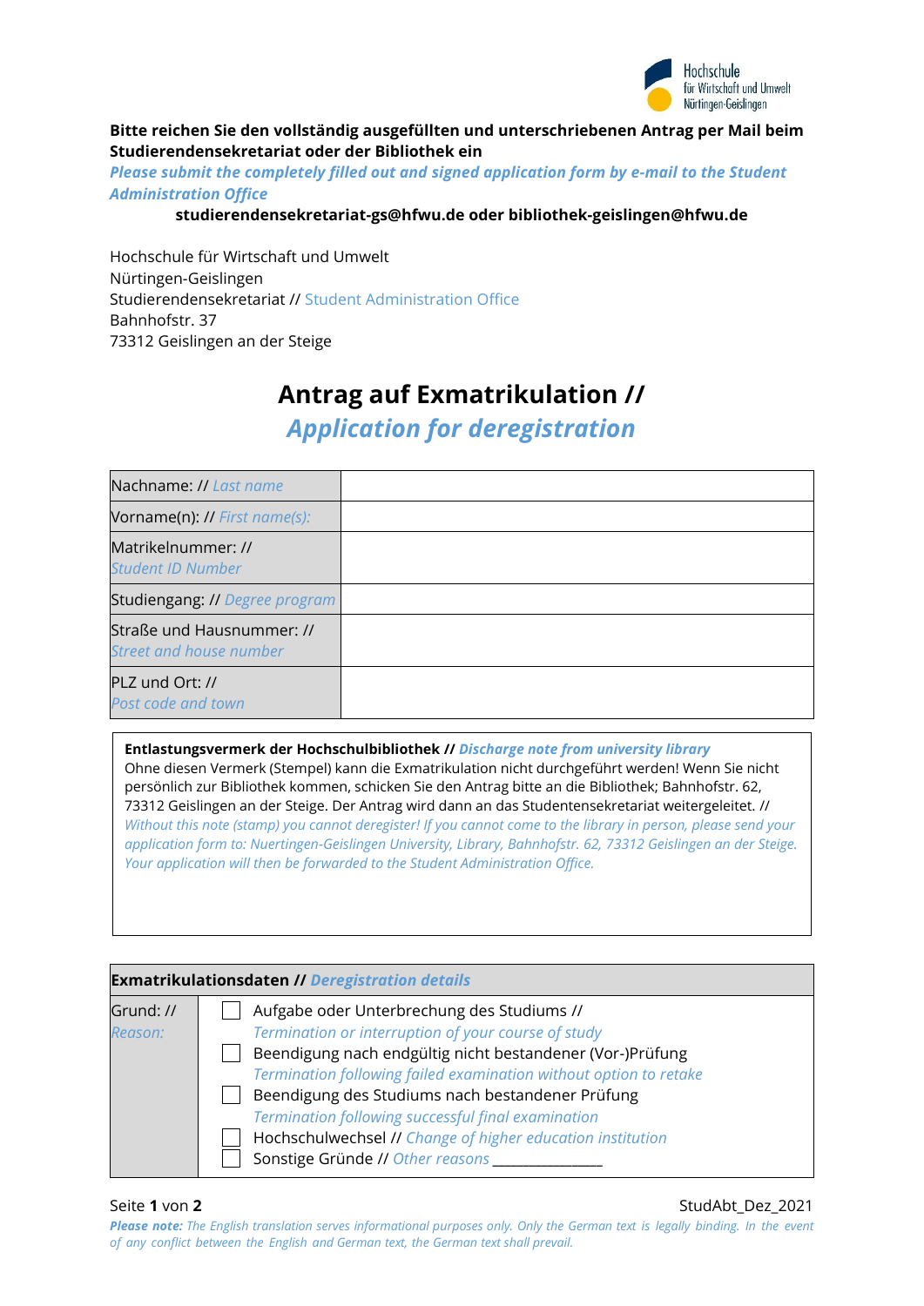Hochschule für Wirtschaft und Umwelt Nürtingen-Geislingen

**Bitte reichen Sie den vollständig ausgefüllten und unterschriebenen Antrag per Mail beim Studierendensekretariat oder der Bibliothek ein**

***Please submit the completely filled out and signed application form by e-mail to the Student Administration Office***

**studierendensekretariat-gs@hfwu.de oder bibliothek-geislingen@hfwu.de**

Hochschule für Wirtschaft und Umwelt
Nürtingen-Geislingen
Studierendensekretariat // Student Administration Office
Bahnhofstr. 37
73312 Geislingen an der Steige

# Antrag auf Exmatrikulation // *Application for deregistration*

| | |
|---|---|
| Nachname: // *Last name* | |
| Vorname(n): // *First name(s):* | |
| Matrikelnummer: // *Student ID Number* | |
| Studiengang: // *Degree program* | |
| Straße und Hausnummer: // *Street and house number* | |
| PLZ und Ort: // *Post code and town* | |

**Entlastungsvermerk der Hochschulbibliothek //** ***Discharge note from university library***
Ohne diesen Vermerk (Stempel) kann die Exmatrikulation nicht durchgeführt werden! Wenn Sie nicht persönlich zur Bibliothek kommen, schicken Sie den Antrag bitte an die Bibliothek; Bahnhofstr. 62, 73312 Geislingen an der Steige. Der Antrag wird dann an das Studentensekretariat weitergeleitet. //
*Without this note (stamp) you cannot deregister! If you cannot come to the library in person, please send your application form to: Nuertingen-Geislingen University, Library, Bahnhofstr. 62, 73312 Geislingen an der Steige. Your application will then be forwarded to the Student Administration Office.*

| **Exmatrikulationsdaten //** ***Deregistration details*** | |
|---|---|
| Grund: // *Reason:* | ☐ Aufgabe oder Unterbrechung des Studiums // *Termination or interruption of your course of study*<br>☐ Beendigung nach endgültig nicht bestandener (Vor-)Prüfung *Termination following failed examination without option to retake*<br>☐ Beendigung des Studiums nach bestandener Prüfung *Termination following successful final examination*<br>☐ Hochschulwechsel // *Change of higher education institution*<br>☐ Sonstige Gründe // *Other reasons* _______________ |

StudAbt_Dez_2021

***Please note:*** *The English translation serves informational purposes only. Only the German text is legally binding. In the event of any conflict between the English and German text, the German text shall prevail.*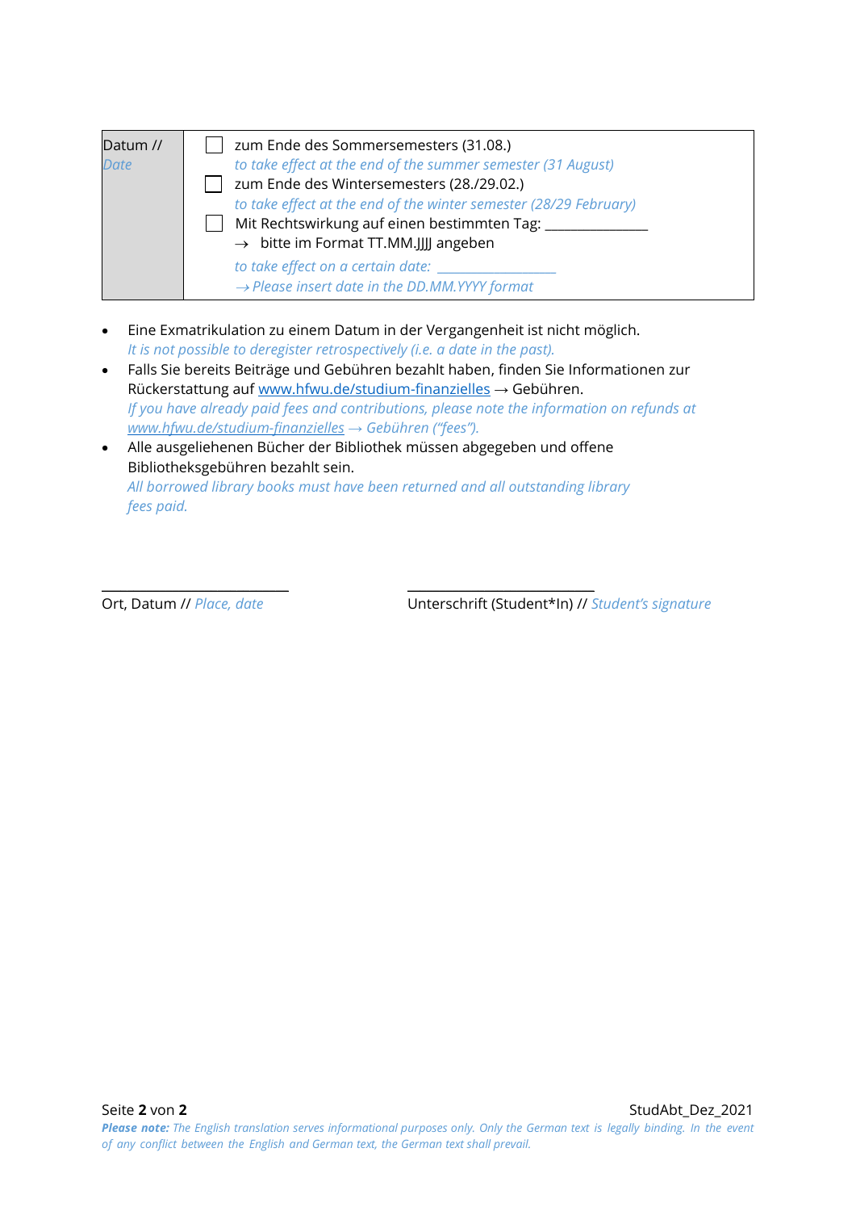| | |
|---|---|
| Datum // *Date* | ☐ zum Ende des Sommersemesters (31.08.)<br>*to take effect at the end of the summer semester (31 August)*<br>☐ zum Ende des Wintersemesters (28./29.02.)<br>*to take effect at the end of the winter semester (28/29 February)*<br>☐ Mit Rechtswirkung auf einen bestimmten Tag: _______________<br>→ bitte im Format TT.MM.JJJJ angeben<br>*to take effect on a certain date:* _________________<br>*→ Please insert date in the DD.MM.YYYY format* |

- Eine Exmatrikulation zu einem Datum in der Vergangenheit ist nicht möglich.
  *It is not possible to deregister retrospectively (i.e. a date in the past).*
- Falls Sie bereits Beiträge und Gebühren bezahlt haben, finden Sie Informationen zur Rückerstattung auf www.hfwu.de/studium-finanzielles → Gebühren.
  *If you have already paid fees and contributions, please note the information on refunds at www.hfwu.de/studium-finanzielles → Gebühren ("fees").*
- Alle ausgeliehenen Bücher der Bibliothek müssen abgegeben und offene Bibliotheksgebühren bezahlt sein.
  *All borrowed library books must have been returned and all outstanding library fees paid.*

___________________________ ___________________________

Ort, Datum // *Place, date* Unterschrift (Student*In) // *Student's signature*

StudAbt_Dez_2021

***Please note:*** *The English translation serves informational purposes only. Only the German text is legally binding. In the event of any conflict between the English and German text, the German text shall prevail.*